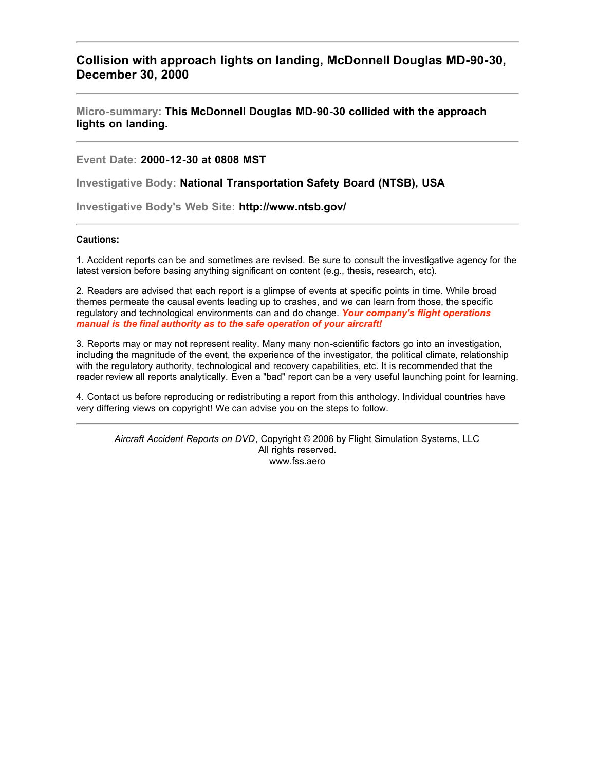# Collision with approach lights on landing, McDonnell Douglas MD-90-30, December 30, 2000

---

**Micro-summary:** **This McDonnell Douglas MD-90-30 collided with the approach lights on landing.**

---

**Event Date:** **2000-12-30 at 0808 MST**

**Investigative Body:** **National Transportation Safety Board (NTSB), USA**

**Investigative Body's Web Site:** **http://www.ntsb.gov/**

---

**Cautions:**

1. Accident reports can be and sometimes are revised. Be sure to consult the investigative agency for the latest version before basing anything significant on content (e.g., thesis, research, etc).

2. Readers are advised that each report is a glimpse of events at specific points in time. While broad themes permeate the causal events leading up to crashes, and we can learn from those, the specific regulatory and technological environments can and do change. ***Your company's flight operations manual is the final authority as to the safe operation of your aircraft!***

3. Reports may or may not represent reality. Many many non-scientific factors go into an investigation, including the magnitude of the event, the experience of the investigator, the political climate, relationship with the regulatory authority, technological and recovery capabilities, etc. It is recommended that the reader review all reports analytically. Even a "bad" report can be a very useful launching point for learning.

4. Contact us before reproducing or redistributing a report from this anthology. Individual countries have very differing views on copyright! We can advise you on the steps to follow.

---

*Aircraft Accident Reports on DVD*, Copyright © 2006 by Flight Simulation Systems, LLC
All rights reserved.
www.fss.aero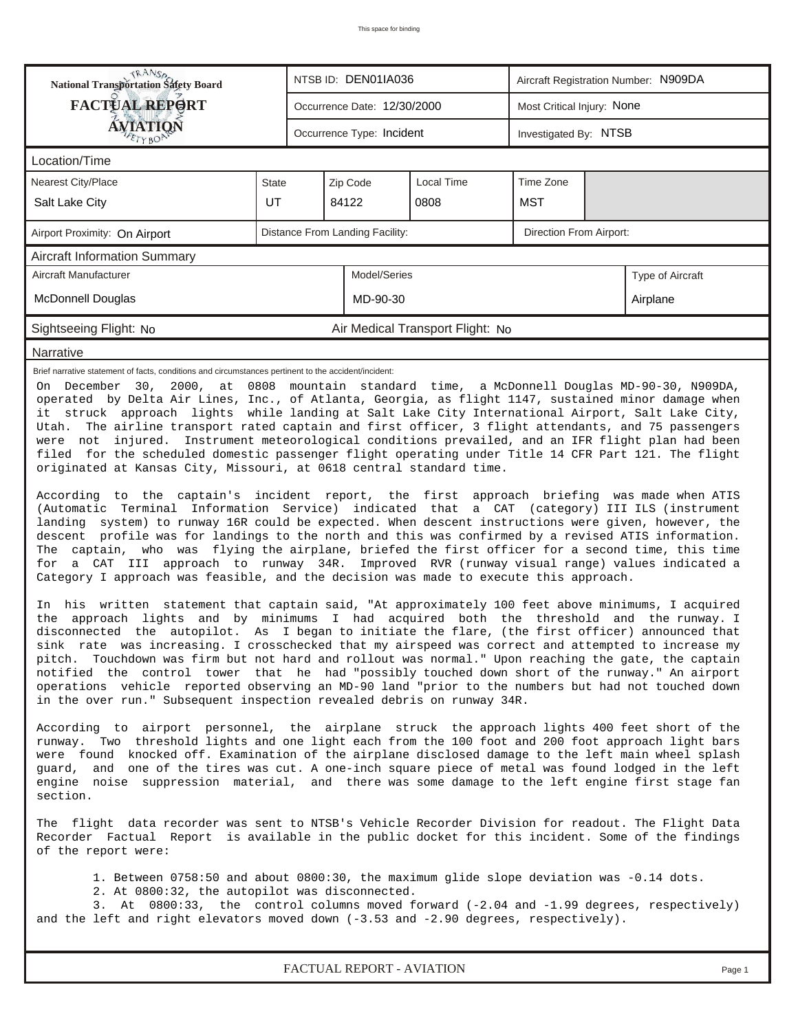This space for binding

| National Transportation Safety Board FACTUAL REPORT AVIATION | NTSB ID: DEN01IA036 | Aircraft Registration Number: N909DA |
|---|---|---|
| | Occurrence Date: 12/30/2000 | Most Critical Injury: None |
| | Occurrence Type: Incident | Investigated By: NTSB |

**Location/Time**

| Nearest City/Place | State | Zip Code | Local Time | Time Zone |
|---|---|---|---|---|
| Salt Lake City | UT | 84122 | 0808 | MST |

| Airport Proximity: On Airport | Distance From Landing Facility: | Direction From Airport: |
|---|---|---|

**Aircraft Information Summary**

| Aircraft Manufacturer | Model/Series | Type of Aircraft |
|---|---|---|
| McDonnell Douglas | MD-90-30 | Airplane |

Sightseeing Flight: No    Air Medical Transport Flight: No

**Narrative**

Brief narrative statement of facts, conditions and circumstances pertinent to the accident/incident:

On December 30, 2000, at 0808 mountain standard time, a McDonnell Douglas MD-90-30, N909DA, operated by Delta Air Lines, Inc., of Atlanta, Georgia, as flight 1147, sustained minor damage when it struck approach lights while landing at Salt Lake City International Airport, Salt Lake City, Utah. The airline transport rated captain and first officer, 3 flight attendants, and 75 passengers were not injured. Instrument meteorological conditions prevailed, and an IFR flight plan had been filed for the scheduled domestic passenger flight operating under Title 14 CFR Part 121. The flight originated at Kansas City, Missouri, at 0618 central standard time.

According to the captain's incident report, the first approach briefing was made when ATIS (Automatic Terminal Information Service) indicated that a CAT (category) III ILS (instrument landing system) to runway 16R could be expected. When descent instructions were given, however, the descent profile was for landings to the north and this was confirmed by a revised ATIS information. The captain, who was flying the airplane, briefed the first officer for a second time, this time for a CAT III approach to runway 34R. Improved RVR (runway visual range) values indicated a Category I approach was feasible, and the decision was made to execute this approach.

In his written statement that captain said, "At approximately 100 feet above minimums, I acquired the approach lights and by minimums I had acquired both the threshold and the runway. I disconnected the autopilot. As I began to initiate the flare, (the first officer) announced that sink rate was increasing. I crosschecked that my airspeed was correct and attempted to increase my pitch. Touchdown was firm but not hard and rollout was normal." Upon reaching the gate, the captain notified the control tower that he had "possibly touched down short of the runway." An airport operations vehicle reported observing an MD-90 land "prior to the numbers but had not touched down in the over run." Subsequent inspection revealed debris on runway 34R.

According to airport personnel, the airplane struck the approach lights 400 feet short of the runway. Two threshold lights and one light each from the 100 foot and 200 foot approach light bars were found knocked off. Examination of the airplane disclosed damage to the left main wheel splash guard, and one of the tires was cut. A one-inch square piece of metal was found lodged in the left engine noise suppression material, and there was some damage to the left engine first stage fan section.

The flight data recorder was sent to NTSB's Vehicle Recorder Division for readout. The Flight Data Recorder Factual Report is available in the public docket for this incident. Some of the findings of the report were:

1. Between 0758:50 and about 0800:30, the maximum glide slope deviation was -0.14 dots.
2. At 0800:32, the autopilot was disconnected.
3. At 0800:33, the control columns moved forward (-2.04 and -1.99 degrees, respectively) and the left and right elevators moved down (-3.53 and -2.90 degrees, respectively).

FACTUAL REPORT - AVIATION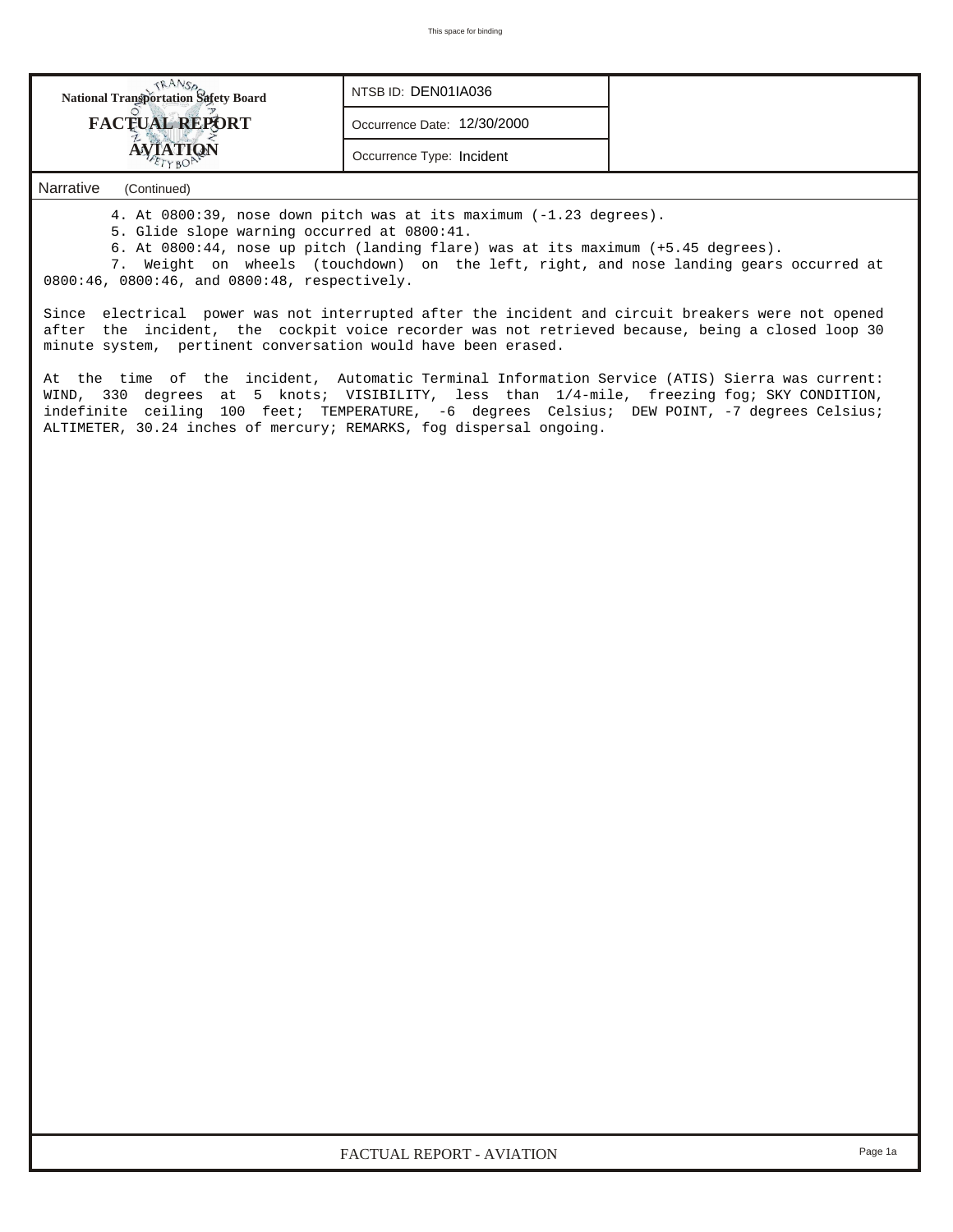National Transportation Safety Board

**FACTUAL REPORT**

**AVIATION**

| NTSB ID: DEN01IA036 |
| --- |
| Occurrence Date: 12/30/2000 |
| Occurrence Type: Incident |

## Narrative (Continued)

4. At 0800:39, nose down pitch was at its maximum (-1.23 degrees).
5. Glide slope warning occurred at 0800:41.
6. At 0800:44, nose up pitch (landing flare) was at its maximum (+5.45 degrees).
7. Weight on wheels (touchdown) on the left, right, and nose landing gears occurred at 0800:46, 0800:46, and 0800:48, respectively.

Since electrical power was not interrupted after the incident and circuit breakers were not opened after the incident, the cockpit voice recorder was not retrieved because, being a closed loop 30 minute system, pertinent conversation would have been erased.

At the time of the incident, Automatic Terminal Information Service (ATIS) Sierra was current: WIND, 330 degrees at 5 knots; VISIBILITY, less than 1/4-mile, freezing fog; SKY CONDITION, indefinite ceiling 100 feet; TEMPERATURE, -6 degrees Celsius; DEW POINT, -7 degrees Celsius; ALTIMETER, 30.24 inches of mercury; REMARKS, fog dispersal ongoing.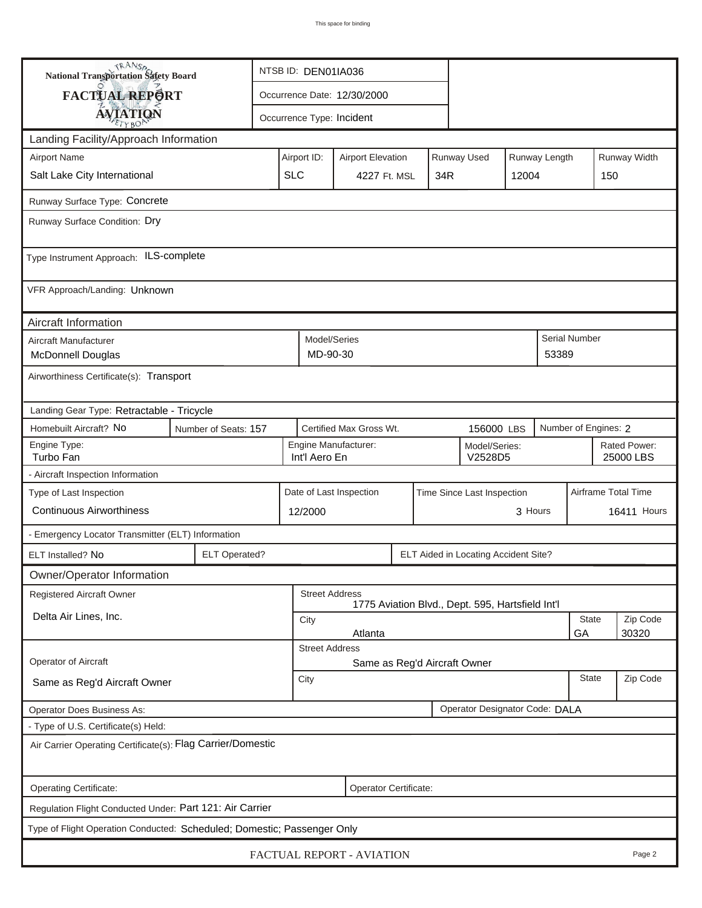This space for binding

**National Transportation Safety Board**
**FACTUAL REPORT**
**AVIATION**

NTSB ID: DEN01IA036

Occurrence Date: 12/30/2000

Occurrence Type: Incident

## Landing Facility/Approach Information

| Airport Name | Airport ID: | Airport Elevation | Runway Used | Runway Length | Runway Width |
|---|---|---|---|---|---|
| Salt Lake City International | SLC | 4227 Ft. MSL | 34R | 12004 | 150 |

Runway Surface Type: Concrete

Runway Surface Condition: Dry

Type Instrument Approach: ILS-complete

VFR Approach/Landing: Unknown

## Aircraft Information

| Aircraft Manufacturer | Model/Series | Serial Number |
|---|---|---|
| McDonnell Douglas | MD-90-30 | 53389 |

Airworthiness Certificate(s): Transport

Landing Gear Type: Retractable - Tricycle

| Homebuilt Aircraft? | Number of Seats: | Certified Max Gross Wt. | Number of Engines: |
|---|---|---|---|
| No | 157 | 156000 LBS | 2 |

| Engine Type: | Engine Manufacturer: | Model/Series: | Rated Power: |
|---|---|---|---|
| Turbo Fan | Int'l Aero En | V2528D5 | 25000 LBS |

- Aircraft Inspection Information

| Type of Last Inspection | Date of Last Inspection | Time Since Last Inspection | Airframe Total Time |
|---|---|---|---|
| Continuous Airworthiness | 12/2000 | 3 Hours | 16411 Hours |

- Emergency Locator Transmitter (ELT) Information

| ELT Installed? | ELT Operated? | ELT Aided in Locating Accident Site? |
|---|---|---|
| No | | |

## Owner/Operator Information

| Registered Aircraft Owner | Street Address | | |
|---|---|---|---|
| Delta Air Lines, Inc. | 1775 Aviation Blvd., Dept. 595, Hartsfield Int'l | | |
| | City | State | Zip Code |
| | Atlanta | GA | 30320 |

| Operator of Aircraft | Street Address | | |
|---|---|---|---|
| Same as Reg'd Aircraft Owner | Same as Reg'd Aircraft Owner | | |
| | City | State | Zip Code |
| | | | |

Operator Does Business As:

Operator Designator Code: DALA

- Type of U.S. Certificate(s) Held:

Air Carrier Operating Certificate(s): Flag Carrier/Domestic

Operating Certificate:

Operator Certificate:

Regulation Flight Conducted Under: Part 121: Air Carrier

Type of Flight Operation Conducted: Scheduled; Domestic; Passenger Only

FACTUAL REPORT - AVIATION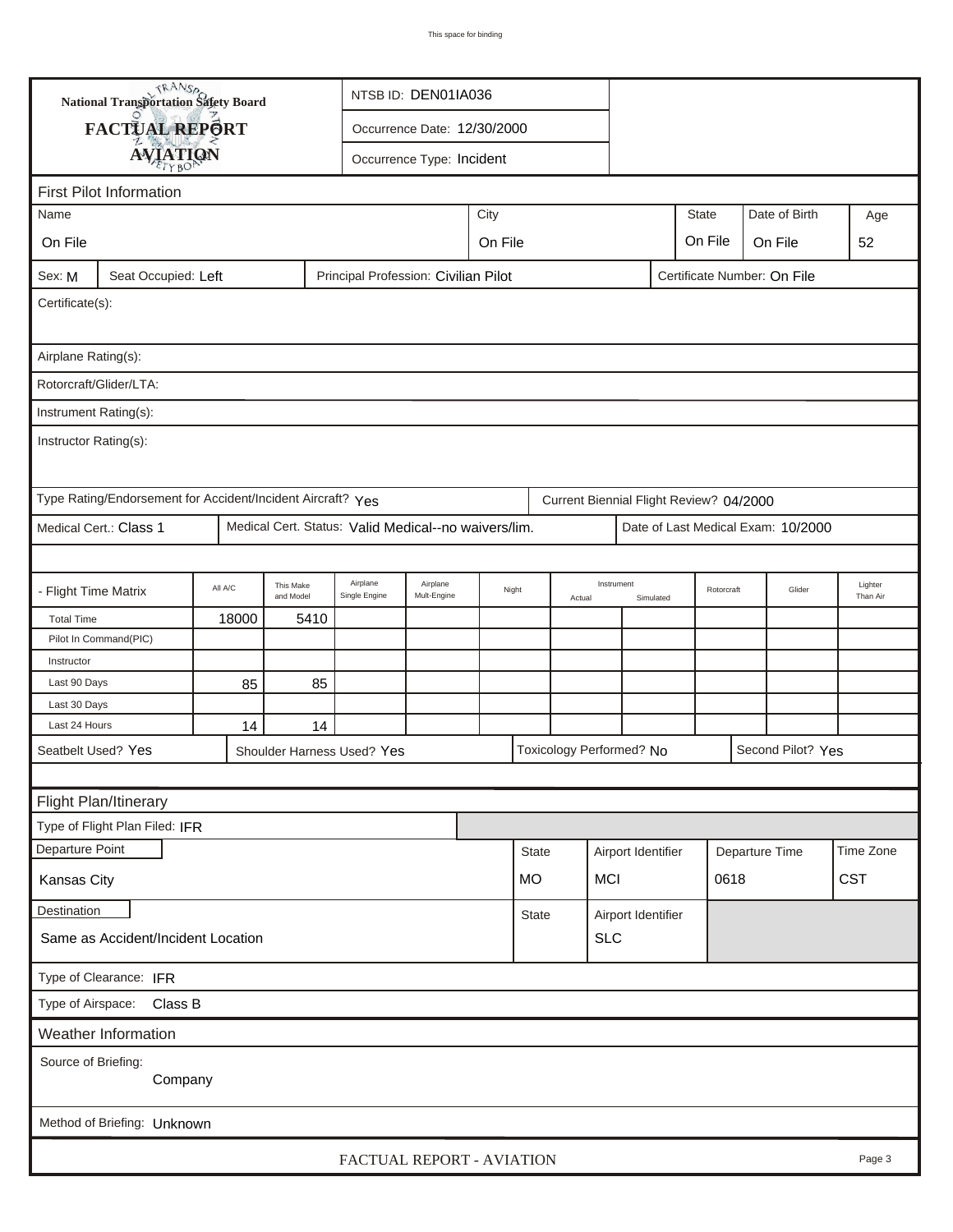**National Transportation Safety Board**

**FACTUAL REPORT**

**AVIATION**

NTSB ID: DEN01IA036

Occurrence Date: 12/30/2000

Occurrence Type: Incident

## First Pilot Information

| Name | City | State | Date of Birth | Age |
|---|---|---|---|---|
| On File | On File | On File | On File | 52 |

Sex: M | Seat Occupied: Left | Principal Profession: Civilian Pilot | Certificate Number: On File

Certificate(s):

Airplane Rating(s):

Rotorcraft/Glider/LTA:

Instrument Rating(s):

Instructor Rating(s):

Type Rating/Endorsement for Accident/Incident Aircraft? Yes | Current Biennial Flight Review? 04/2000

Medical Cert.: Class 1 | Medical Cert. Status: Valid Medical--no waivers/lim. | Date of Last Medical Exam: 10/2000

| - Flight Time Matrix | All A/C | This Make and Model | Airplane Single Engine | Airplane Mult-Engine | Night | Instrument Actual | Instrument Simulated | Rotorcraft | Glider | Lighter Than Air |
|---|---|---|---|---|---|---|---|---|---|---|
| Total Time | 18000 | 5410 | | | | | | | | |
| Pilot In Command(PIC) | | | | | | | | | | |
| Instructor | | | | | | | | | | |
| Last 90 Days | 85 | 85 | | | | | | | | |
| Last 30 Days | | | | | | | | | | |
| Last 24 Hours | 14 | 14 | | | | | | | | |

Seatbelt Used? Yes | Shoulder Harness Used? Yes | Toxicology Performed? No | Second Pilot? Yes

## Flight Plan/Itinerary

Type of Flight Plan Filed: IFR

| Departure Point | State | Airport Identifier | Departure Time | Time Zone |
|---|---|---|---|---|
| Kansas City | MO | MCI | 0618 | CST |

| Destination | State | Airport Identifier |
|---|---|---|
| Same as Accident/Incident Location | | SLC |

Type of Clearance: IFR

Type of Airspace: Class B

## Weather Information

Source of Briefing: Company

Method of Briefing: Unknown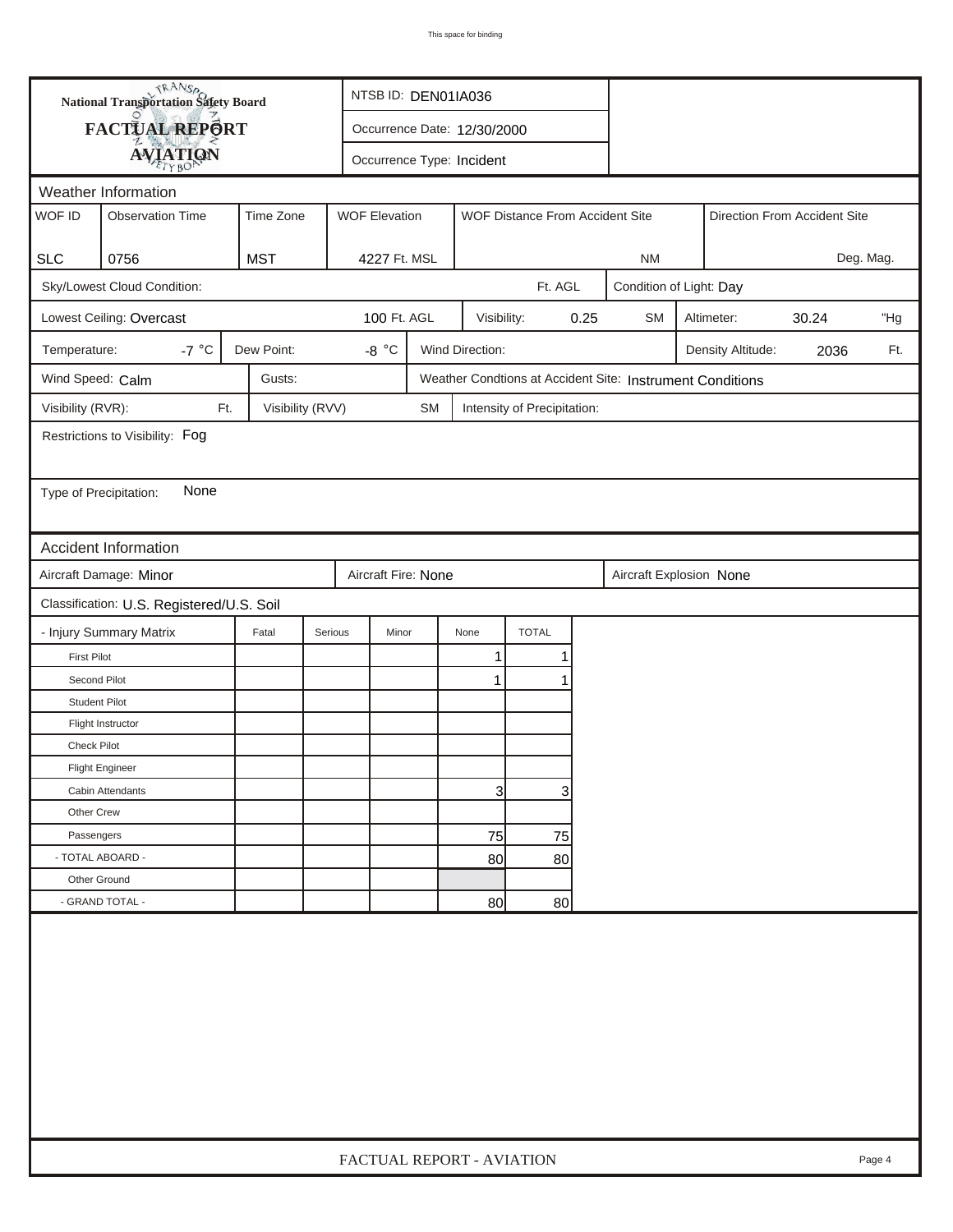This space for binding

**National Transportation Safety Board**

**FACTUAL REPORT**

**AVIATION**

NTSB ID: DEN01IA036

Occurrence Date: 12/30/2000

Occurrence Type: Incident

## Weather Information

| WOF ID | Observation Time | Time Zone | WOF Elevation | WOF Distance From Accident Site | Direction From Accident Site |
|---|---|---|---|---|---|
| SLC | 0756 | MST | 4227 Ft. MSL | NM | Deg. Mag. |

Sky/Lowest Cloud Condition: Ft. AGL

Condition of Light: Day

Lowest Ceiling: Overcast 100 Ft. AGL

Visibility: 0.25 SM

Altimeter: 30.24 "Hg

Temperature: -7 °C

Dew Point: -8 °C

Wind Direction:

Density Altitude: 2036 Ft.

Wind Speed: Calm

Gusts:

Weather Condtions at Accident Site: Instrument Conditions

Visibility (RVR): Ft.

Visibility (RVV) SM

Intensity of Precipitation:

Restrictions to Visibility: Fog

Type of Precipitation: None

## Accident Information

Aircraft Damage: Minor

Aircraft Fire: None

Aircraft Explosion None

Classification: U.S. Registered/U.S. Soil

| - Injury Summary Matrix | Fatal | Serious | Minor | None | TOTAL |
|---|---|---|---|---|---|
| First Pilot | | | | 1 | 1 |
| Second Pilot | | | | 1 | 1 |
| Student Pilot | | | | | |
| Flight Instructor | | | | | |
| Check Pilot | | | | | |
| Flight Engineer | | | | | |
| Cabin Attendants | | | | 3 | 3 |
| Other Crew | | | | | |
| Passengers | | | | 75 | 75 |
| - TOTAL ABOARD - | | | | 80 | 80 |
| Other Ground | | | | | |
| - GRAND TOTAL - | | | | 80 | 80 |

FACTUAL REPORT - AVIATION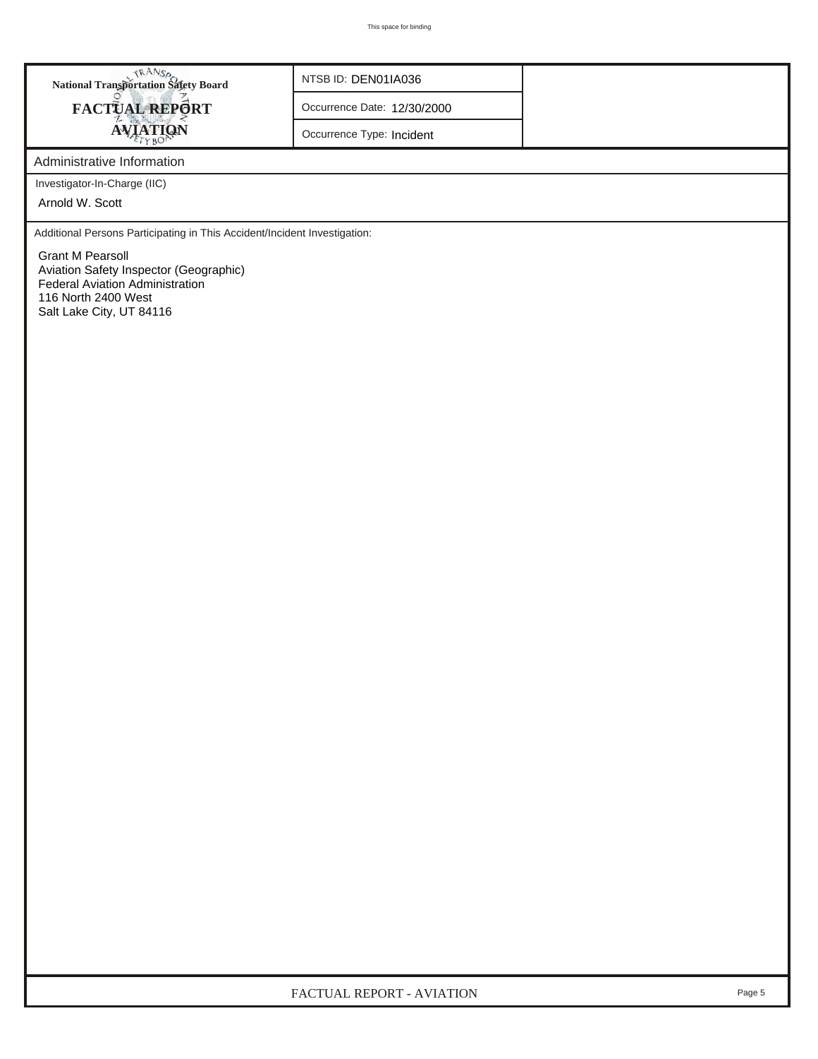**National Transportation Safety Board**

**FACTUAL REPORT**

**AVIATION**

| | |
|---|---|
| NTSB ID: DEN01IA036 | |
| Occurrence Date: 12/30/2000 | |
| Occurrence Type: Incident | |

## Administrative Information

Investigator-In-Charge (IIC)

Arnold W. Scott

Additional Persons Participating in This Accident/Incident Investigation:

Grant M Pearsoll
Aviation Safety Inspector (Geographic)
Federal Aviation Administration
116 North 2400 West
Salt Lake City, UT 84116